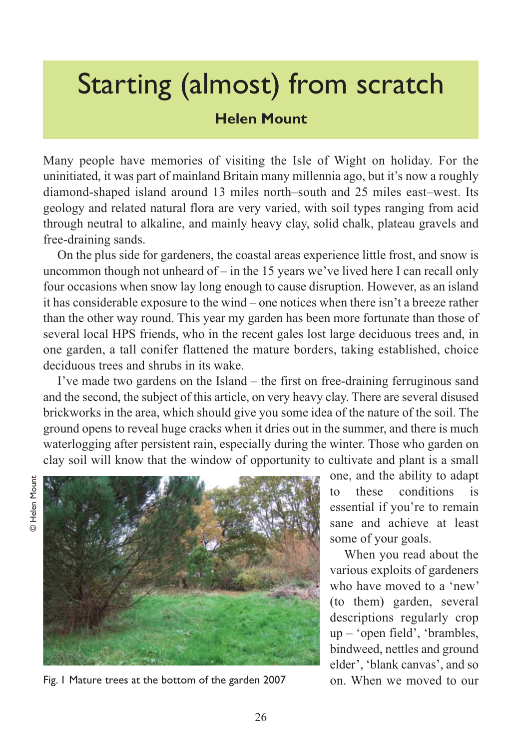# Starting (almost) from scratch

**Helen Mount**

Many people have memories of visiting the Isle of Wight on holiday. For the uninitiated, it was part of mainland Britain many millennia ago, but it's now a roughly diamond-shaped island around 13 miles north–south and 25 miles east–west. Its geology and related natural flora are very varied, with soil types ranging from acid through neutral to alkaline, and mainly heavy clay, solid chalk, plateau gravels and free-draining sands.

On the plus side for gardeners, the coastal areas experience little frost, and snow is uncommon though not unheard of – in the 15 years we've lived here I can recall only four occasions when snow lay long enough to cause disruption. However, as an island it has considerable exposure to the wind – one notices when there isn't a breeze rather than the other way round. This year my garden has been more fortunate than those of several local HPS friends, who in the recent gales lost large deciduous trees and, in one garden, a tall conifer flattened the mature borders, taking established, choice deciduous trees and shrubs in its wake.

I've made two gardens on the Island – the first on free-draining ferruginous sand and the second, the subject of this article, on very heavy clay. There are several disused brickworks in the area, which should give you some idea of the nature of the soil. The ground opens to reveal huge cracks when it dries out in the summer, and there is much waterlogging after persistent rain, especially during the winter. Those who garden on clay soil will know that the window of opportunity to cultivate and plant is a small one, and the ability to adapt to these conditions is essential if you're to remain sane and achieve at least some of your goals.

© Helen Mount

Fig. 1 Mature trees at the bottom of the garden 2007

When you read about the various exploits of gardeners who have moved to a 'new' (to them) garden, several descriptions regularly crop up – 'open field', 'brambles, bindweed, nettles and ground elder', 'blank canvas', and so on. When we moved to our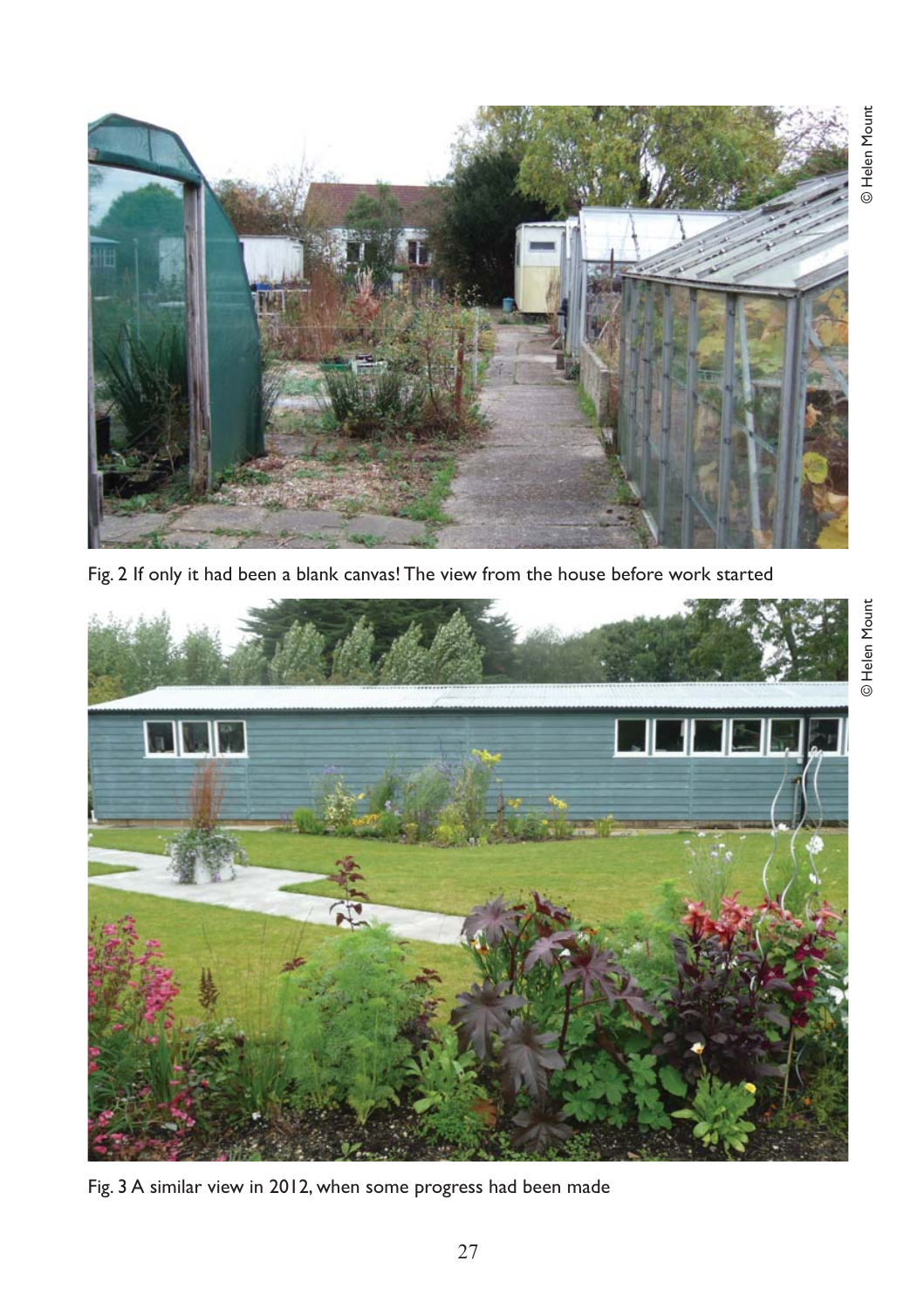Fig. 2 If only it had been a blank canvas! The view from the house before work started

Fig. 3 A similar view in 2012, when some progress had been made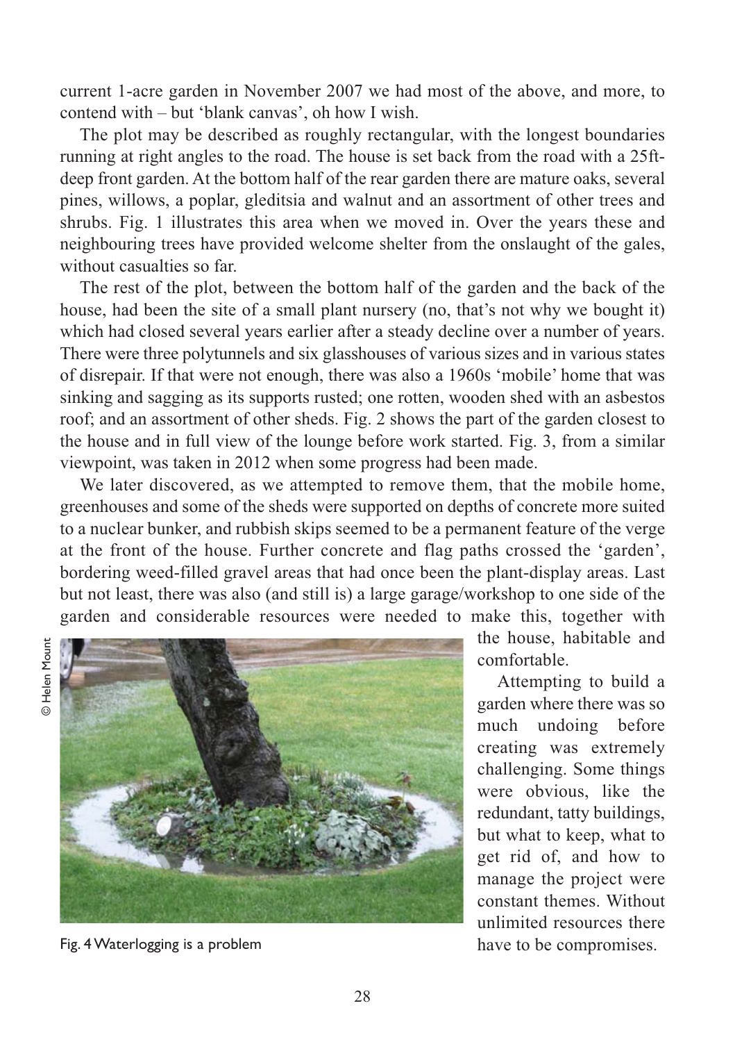current 1-acre garden in November 2007 we had most of the above, and more, to contend with – but 'blank canvas', oh how I wish.

The plot may be described as roughly rectangular, with the longest boundaries running at right angles to the road. The house is set back from the road with a 25ft-deep front garden. At the bottom half of the rear garden there are mature oaks, several pines, willows, a poplar, gleditsia and walnut and an assortment of other trees and shrubs. Fig. 1 illustrates this area when we moved in. Over the years these and neighbouring trees have provided welcome shelter from the onslaught of the gales, without casualties so far.

The rest of the plot, between the bottom half of the garden and the back of the house, had been the site of a small plant nursery (no, that's not why we bought it) which had closed several years earlier after a steady decline over a number of years. There were three polytunnels and six glasshouses of various sizes and in various states of disrepair. If that were not enough, there was also a 1960s 'mobile' home that was sinking and sagging as its supports rusted; one rotten, wooden shed with an asbestos roof; and an assortment of other sheds. Fig. 2 shows the part of the garden closest to the house and in full view of the lounge before work started. Fig. 3, from a similar viewpoint, was taken in 2012 when some progress had been made.

We later discovered, as we attempted to remove them, that the mobile home, greenhouses and some of the sheds were supported on depths of concrete more suited to a nuclear bunker, and rubbish skips seemed to be a permanent feature of the verge at the front of the house. Further concrete and flag paths crossed the 'garden', bordering weed-filled gravel areas that had once been the plant-display areas. Last but not least, there was also (and still is) a large garage/workshop to one side of the garden and considerable resources were needed to make this, together with the house, habitable and comfortable.

© Helen Mount

Fig. 4 Waterlogging is a problem

Attempting to build a garden where there was so much undoing before creating was extremely challenging. Some things were obvious, like the redundant, tatty buildings, but what to keep, what to get rid of, and how to manage the project were constant themes. Without unlimited resources there have to be compromises.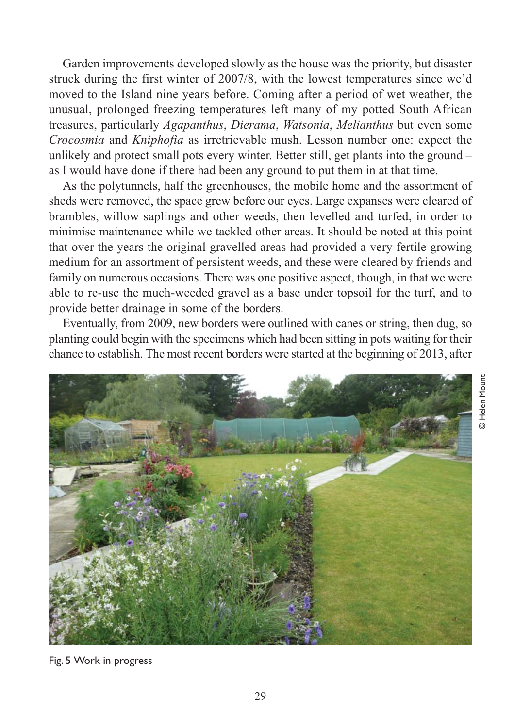Garden improvements developed slowly as the house was the priority, but disaster struck during the first winter of 2007/8, with the lowest temperatures since we'd moved to the Island nine years before. Coming after a period of wet weather, the unusual, prolonged freezing temperatures left many of my potted South African treasures, particularly *Agapanthus*, *Dierama*, *Watsonia*, *Melianthus* but even some *Crocosmia* and *Kniphofia* as irretrievable mush. Lesson number one: expect the unlikely and protect small pots every winter. Better still, get plants into the ground – as I would have done if there had been any ground to put them in at that time.

As the polytunnels, half the greenhouses, the mobile home and the assortment of sheds were removed, the space grew before our eyes. Large expanses were cleared of brambles, willow saplings and other weeds, then levelled and turfed, in order to minimise maintenance while we tackled other areas. It should be noted at this point that over the years the original gravelled areas had provided a very fertile growing medium for an assortment of persistent weeds, and these were cleared by friends and family on numerous occasions. There was one positive aspect, though, in that we were able to re-use the much-weeded gravel as a base under topsoil for the turf, and to provide better drainage in some of the borders.

Eventually, from 2009, new borders were outlined with canes or string, then dug, so planting could begin with the specimens which had been sitting in pots waiting for their chance to establish. The most recent borders were started at the beginning of 2013, after

© Helen Mount

Fig. 5 Work in progress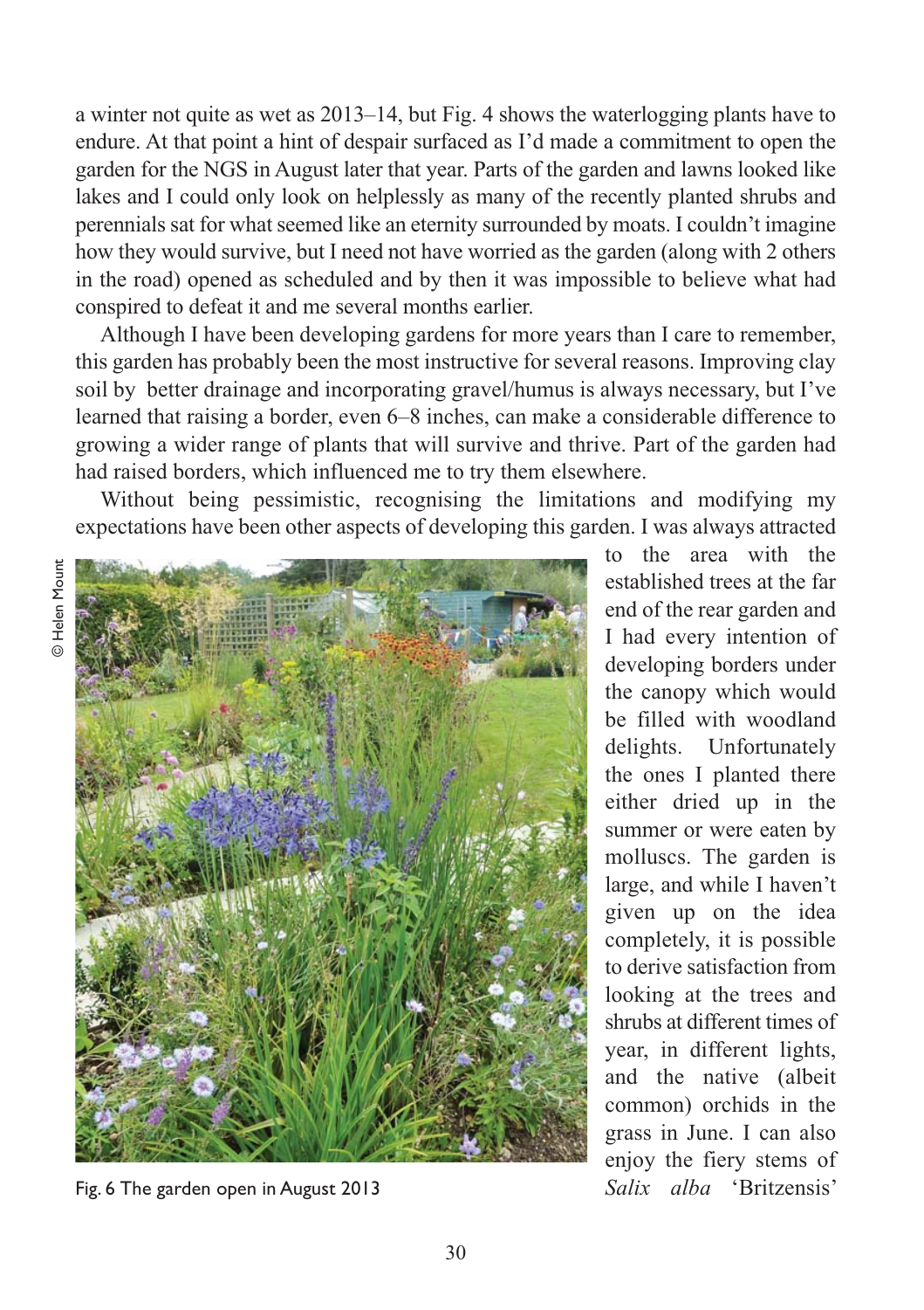a winter not quite as wet as 2013–14, but Fig. 4 shows the waterlogging plants have to endure. At that point a hint of despair surfaced as I'd made a commitment to open the garden for the NGS in August later that year. Parts of the garden and lawns looked like lakes and I could only look on helplessly as many of the recently planted shrubs and perennials sat for what seemed like an eternity surrounded by moats. I couldn't imagine how they would survive, but I need not have worried as the garden (along with 2 others in the road) opened as scheduled and by then it was impossible to believe what had conspired to defeat it and me several months earlier.

Although I have been developing gardens for more years than I care to remember, this garden has probably been the most instructive for several reasons. Improving clay soil by better drainage and incorporating gravel/humus is always necessary, but I've learned that raising a border, even 6–8 inches, can make a considerable difference to growing a wider range of plants that will survive and thrive. Part of the garden had had raised borders, which influenced me to try them elsewhere.

Without being pessimistic, recognising the limitations and modifying my expectations have been other aspects of developing this garden. I was always attracted to the area with the established trees at the far end of the rear garden and I had every intention of developing borders under the canopy which would be filled with woodland delights. Unfortunately the ones I planted there either dried up in the summer or were eaten by molluscs. The garden is large, and while I haven't given up on the idea completely, it is possible to derive satisfaction from looking at the trees and shrubs at different times of year, in different lights, and the native (albeit common) orchids in the grass in June. I can also enjoy the fiery stems of *Salix alba* 'Britzensis'

© Helen Mount

Fig. 6 The garden open in August 2013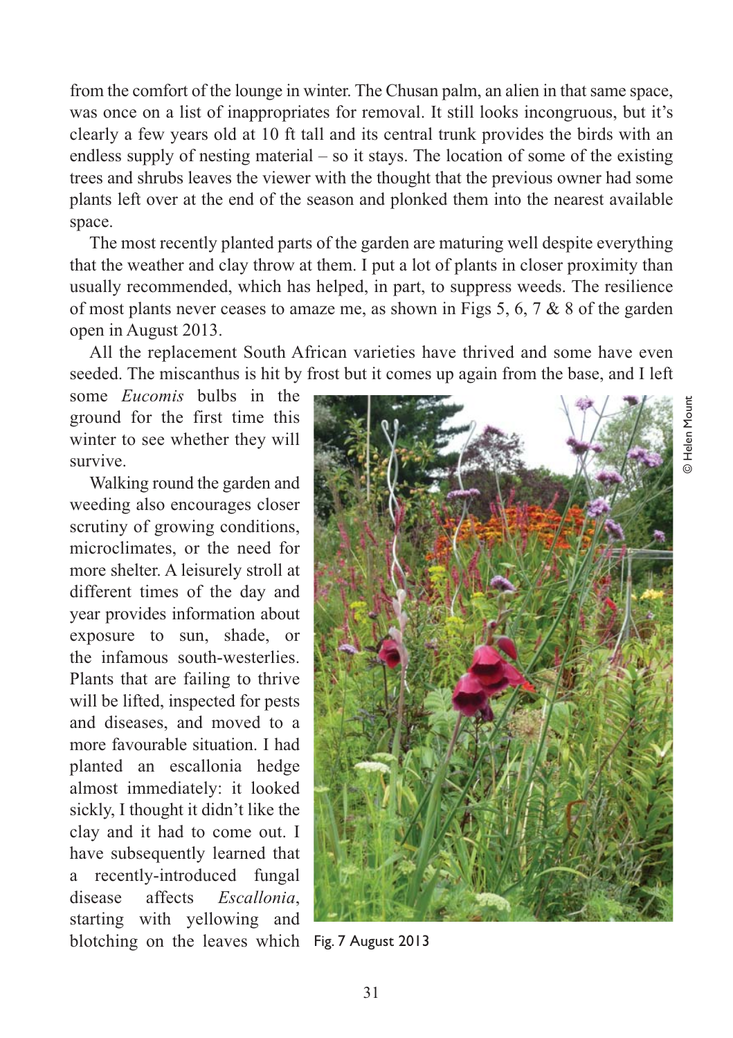from the comfort of the lounge in winter. The Chusan palm, an alien in that same space, was once on a list of inappropriates for removal. It still looks incongruous, but it's clearly a few years old at 10 ft tall and its central trunk provides the birds with an endless supply of nesting material – so it stays. The location of some of the existing trees and shrubs leaves the viewer with the thought that the previous owner had some plants left over at the end of the season and plonked them into the nearest available space.

The most recently planted parts of the garden are maturing well despite everything that the weather and clay throw at them. I put a lot of plants in closer proximity than usually recommended, which has helped, in part, to suppress weeds. The resilience of most plants never ceases to amaze me, as shown in Figs 5, 6, 7 & 8 of the garden open in August 2013.

All the replacement South African varieties have thrived and some have even seeded. The miscanthus is hit by frost but it comes up again from the base, and I left some *Eucomis* bulbs in the ground for the first time this winter to see whether they will survive.

Walking round the garden and weeding also encourages closer scrutiny of growing conditions, microclimates, or the need for more shelter. A leisurely stroll at different times of the day and year provides information about exposure to sun, shade, or the infamous south-westerlies. Plants that are failing to thrive will be lifted, inspected for pests and diseases, and moved to a more favourable situation. I had planted an escallonia hedge almost immediately: it looked sickly, I thought it didn't like the clay and it had to come out. I have subsequently learned that a recently-introduced fungal disease affects *Escallonia*, starting with yellowing and blotching on the leaves which

© Helen Mount

Fig. 7 August 2013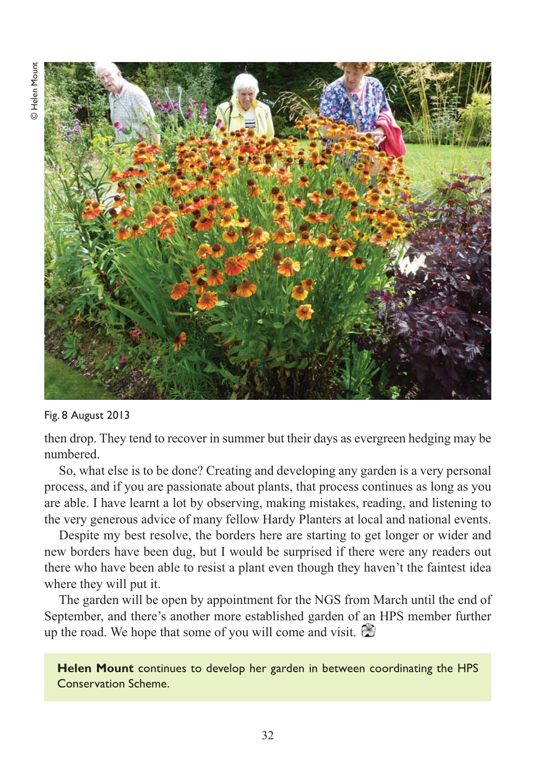© Helen Mount

Fig. 8 August 2013

then drop. They tend to recover in summer but their days as evergreen hedging may be numbered.

So, what else is to be done? Creating and developing any garden is a very personal process, and if you are passionate about plants, that process continues as long as you are able. I have learnt a lot by observing, making mistakes, reading, and listening to the very generous advice of many fellow Hardy Planters at local and national events.

Despite my best resolve, the borders here are starting to get longer or wider and new borders have been dug, but I would be surprised if there were any readers out there who have been able to resist a plant even though they haven't the faintest idea where they will put it.

The garden will be open by appointment for the NGS from March until the end of September, and there's another more established garden of an HPS member further up the road. We hope that some of you will come and visit.

**Helen Mount** continues to develop her garden in between coordinating the HPS Conservation Scheme.